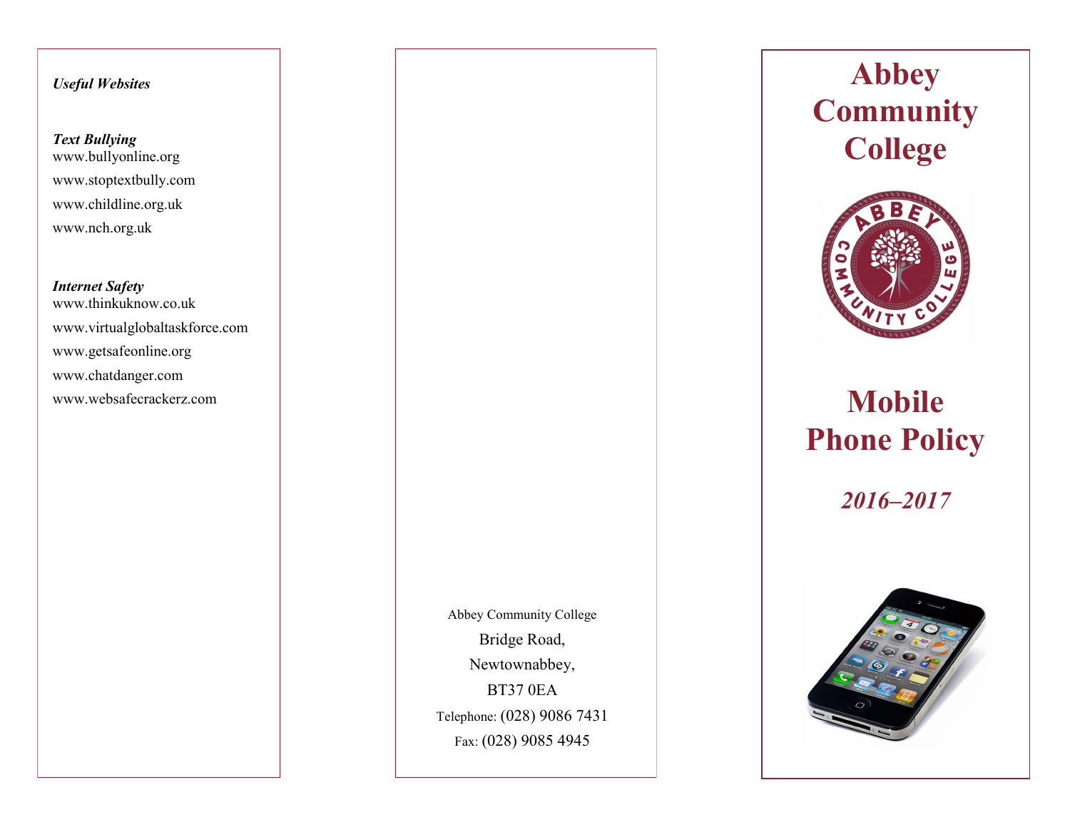*Useful Websites*

***Text Bullying***

www.bullyonline.org

www.stoptextbully.com

www.childline.org.uk

www.nch.org.uk

***Internet Safety***

www.thinkuknow.co.uk

www.virtualglobaltaskforce.com

www.getsafeonline.org

www.chatdanger.com

www.websafecrackerz.com

Abbey Community College

Bridge Road,

Newtownabbey,

BT37 0EA

Telephone: (028) 9086 7431

Fax: (028) 9085 4945

# Abbey Community College

# Mobile Phone Policy

## *2016–2017*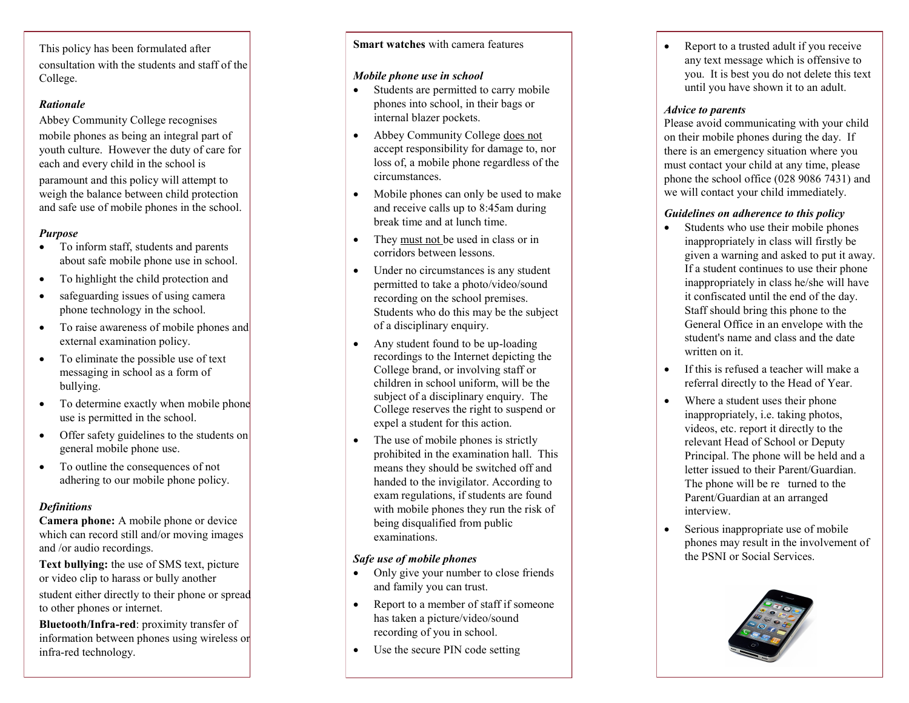This policy has been formulated after consultation with the students and staff of the College.

*Rationale*

Abbey Community College recognises mobile phones as being an integral part of youth culture. However the duty of care for each and every child in the school is paramount and this policy will attempt to weigh the balance between child protection and safe use of mobile phones in the school.

*Purpose*

- To inform staff, students and parents about safe mobile phone use in school.
- To highlight the child protection and
- safeguarding issues of using camera phone technology in the school.
- To raise awareness of mobile phones and external examination policy.
- To eliminate the possible use of text messaging in school as a form of bullying.
- To determine exactly when mobile phone use is permitted in the school.
- Offer safety guidelines to the students on general mobile phone use.
- To outline the consequences of not adhering to our mobile phone policy.

*Definitions*

**Camera phone:** A mobile phone or device which can record still and/or moving images and /or audio recordings.

**Text bullying:** the use of SMS text, picture or video clip to harass or bully another student either directly to their phone or spread to other phones or internet.

**Bluetooth/Infra-red**: proximity transfer of information between phones using wireless or infra-red technology.

**Smart watches** with camera features

*Mobile phone use in school*

- Students are permitted to carry mobile phones into school, in their bags or internal blazer pockets.
- Abbey Community College does not accept responsibility for damage to, nor loss of, a mobile phone regardless of the circumstances.
- Mobile phones can only be used to make and receive calls up to 8:45am during break time and at lunch time.
- They must not be used in class or in corridors between lessons.
- Under no circumstances is any student permitted to take a photo/video/sound recording on the school premises. Students who do this may be the subject of a disciplinary enquiry.
- Any student found to be up-loading recordings to the Internet depicting the College brand, or involving staff or children in school uniform, will be the subject of a disciplinary enquiry. The College reserves the right to suspend or expel a student for this action.
- The use of mobile phones is strictly prohibited in the examination hall. This means they should be switched off and handed to the invigilator. According to exam regulations, if students are found with mobile phones they run the risk of being disqualified from public examinations.

*Safe use of mobile phones*

- Only give your number to close friends and family you can trust.
- Report to a member of staff if someone has taken a picture/video/sound recording of you in school.
- Use the secure PIN code setting
- Report to a trusted adult if you receive any text message which is offensive to you. It is best you do not delete this text until you have shown it to an adult.

*Advice to parents*

Please avoid communicating with your child on their mobile phones during the day. If there is an emergency situation where you must contact your child at any time, please phone the school office (028 9086 7431) and we will contact your child immediately.

*Guidelines on adherence to this policy*

- Students who use their mobile phones inappropriately in class will firstly be given a warning and asked to put it away. If a student continues to use their phone inappropriately in class he/she will have it confiscated until the end of the day. Staff should bring this phone to the General Office in an envelope with the student's name and class and the date written on it.
- If this is refused a teacher will make a referral directly to the Head of Year.
- Where a student uses their phone inappropriately, i.e. taking photos, videos, etc. report it directly to the relevant Head of School or Deputy Principal. The phone will be held and a letter issued to their Parent/Guardian. The phone will be re turned to the Parent/Guardian at an arranged interview.
- Serious inappropriate use of mobile phones may result in the involvement of the PSNI or Social Services.